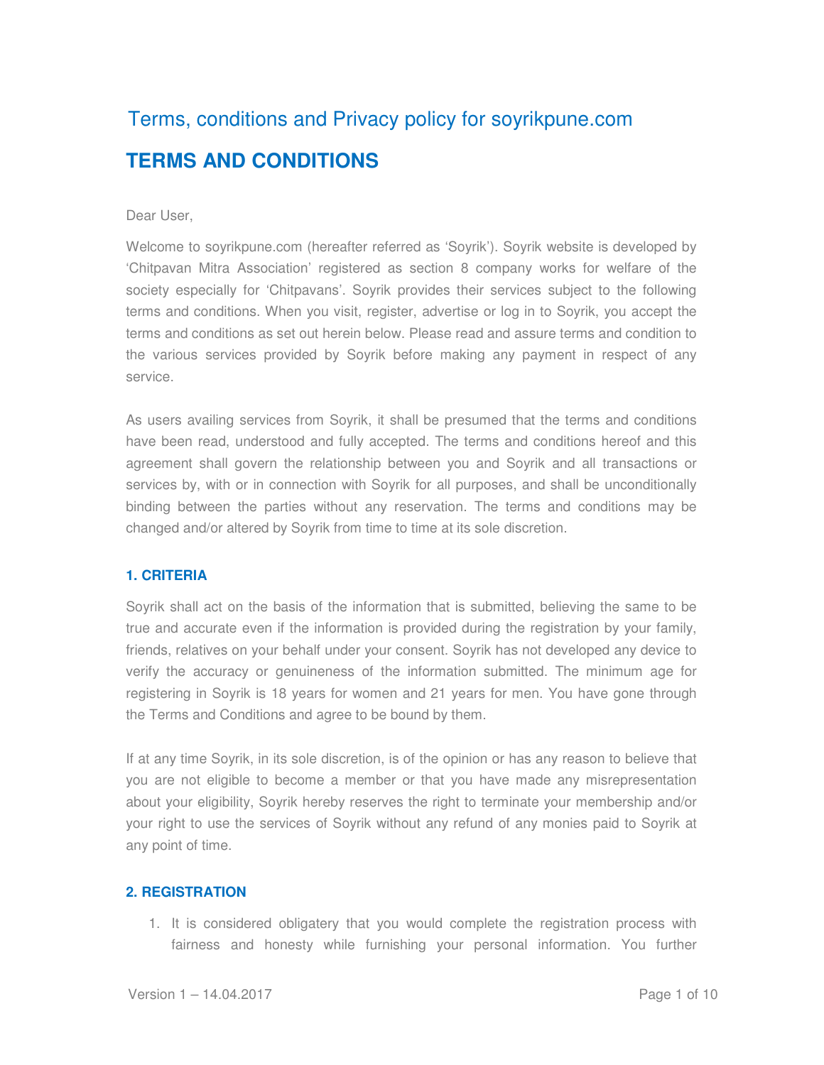# Terms, conditions and Privacy policy for soyrikpune.com

## TERMS AND CONDITIONS

Dear User,

Welcome to soyrikpune.com (hereafter referred as 'Soyrik'). Soyrik website is developed by 'Chitpavan Mitra Association' registered as section 8 company works for welfare of the society especially for 'Chitpavans'. Soyrik provides their services subject to the following terms and conditions. When you visit, register, advertise or log in to Soyrik, you accept the terms and conditions as set out herein below. Please read and assure terms and condition to the various services provided by Soyrik before making any payment in respect of any service.

As users availing services from Soyrik, it shall be presumed that the terms and conditions have been read, understood and fully accepted. The terms and conditions hereof and this agreement shall govern the relationship between you and Soyrik and all transactions or services by, with or in connection with Soyrik for all purposes, and shall be unconditionally binding between the parties without any reservation. The terms and conditions may be changed and/or altered by Soyrik from time to time at its sole discretion.

### 1. CRITERIA

Soyrik shall act on the basis of the information that is submitted, believing the same to be true and accurate even if the information is provided during the registration by your family, friends, relatives on your behalf under your consent. Soyrik has not developed any device to verify the accuracy or genuineness of the information submitted. The minimum age for registering in Soyrik is 18 years for women and 21 years for men. You have gone through the Terms and Conditions and agree to be bound by them.

If at any time Soyrik, in its sole discretion, is of the opinion or has any reason to believe that you are not eligible to become a member or that you have made any misrepresentation about your eligibility, Soyrik hereby reserves the right to terminate your membership and/or your right to use the services of Soyrik without any refund of any monies paid to Soyrik at any point of time.

### 2. REGISTRATION

1. It is considered obligatery that you would complete the registration process with fairness and honesty while furnishing your personal information. You further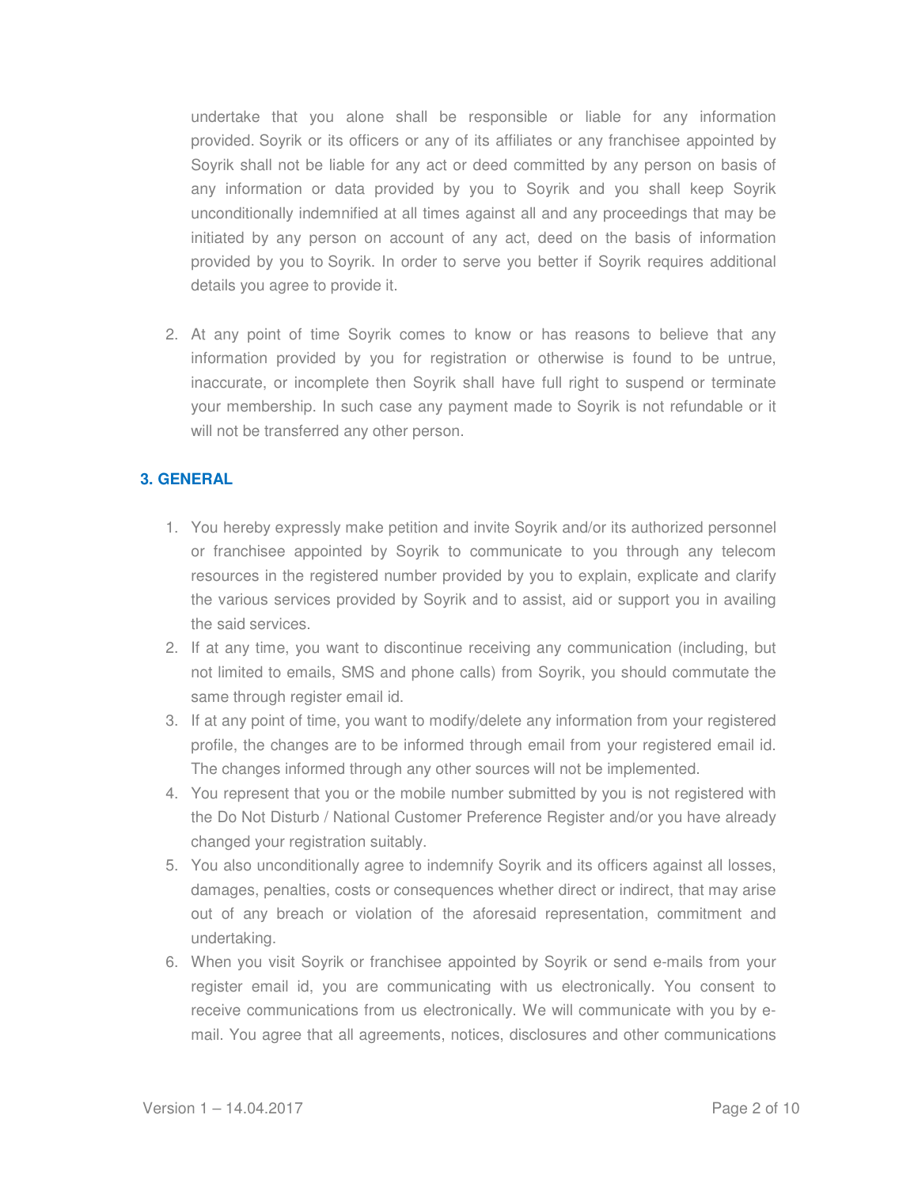undertake that you alone shall be responsible or liable for any information provided. Soyrik or its officers or any of its affiliates or any franchisee appointed by Soyrik shall not be liable for any act or deed committed by any person on basis of any information or data provided by you to Soyrik and you shall keep Soyrik unconditionally indemnified at all times against all and any proceedings that may be initiated by any person on account of any act, deed on the basis of information provided by you to Soyrik. In order to serve you better if Soyrik requires additional details you agree to provide it.

2. At any point of time Soyrik comes to know or has reasons to believe that any information provided by you for registration or otherwise is found to be untrue, inaccurate, or incomplete then Soyrik shall have full right to suspend or terminate your membership. In such case any payment made to Soyrik is not refundable or it will not be transferred any other person.

### 3. GENERAL

1. You hereby expressly make petition and invite Soyrik and/or its authorized personnel or franchisee appointed by Soyrik to communicate to you through any telecom resources in the registered number provided by you to explain, explicate and clarify the various services provided by Soyrik and to assist, aid or support you in availing the said services.
2. If at any time, you want to discontinue receiving any communication (including, but not limited to emails, SMS and phone calls) from Soyrik, you should commutate the same through register email id.
3. If at any point of time, you want to modify/delete any information from your registered profile, the changes are to be informed through email from your registered email id. The changes informed through any other sources will not be implemented.
4. You represent that you or the mobile number submitted by you is not registered with the Do Not Disturb / National Customer Preference Register and/or you have already changed your registration suitably.
5. You also unconditionally agree to indemnify Soyrik and its officers against all losses, damages, penalties, costs or consequences whether direct or indirect, that may arise out of any breach or violation of the aforesaid representation, commitment and undertaking.
6. When you visit Soyrik or franchisee appointed by Soyrik or send e-mails from your register email id, you are communicating with us electronically. You consent to receive communications from us electronically. We will communicate with you by e-mail. You agree that all agreements, notices, disclosures and other communications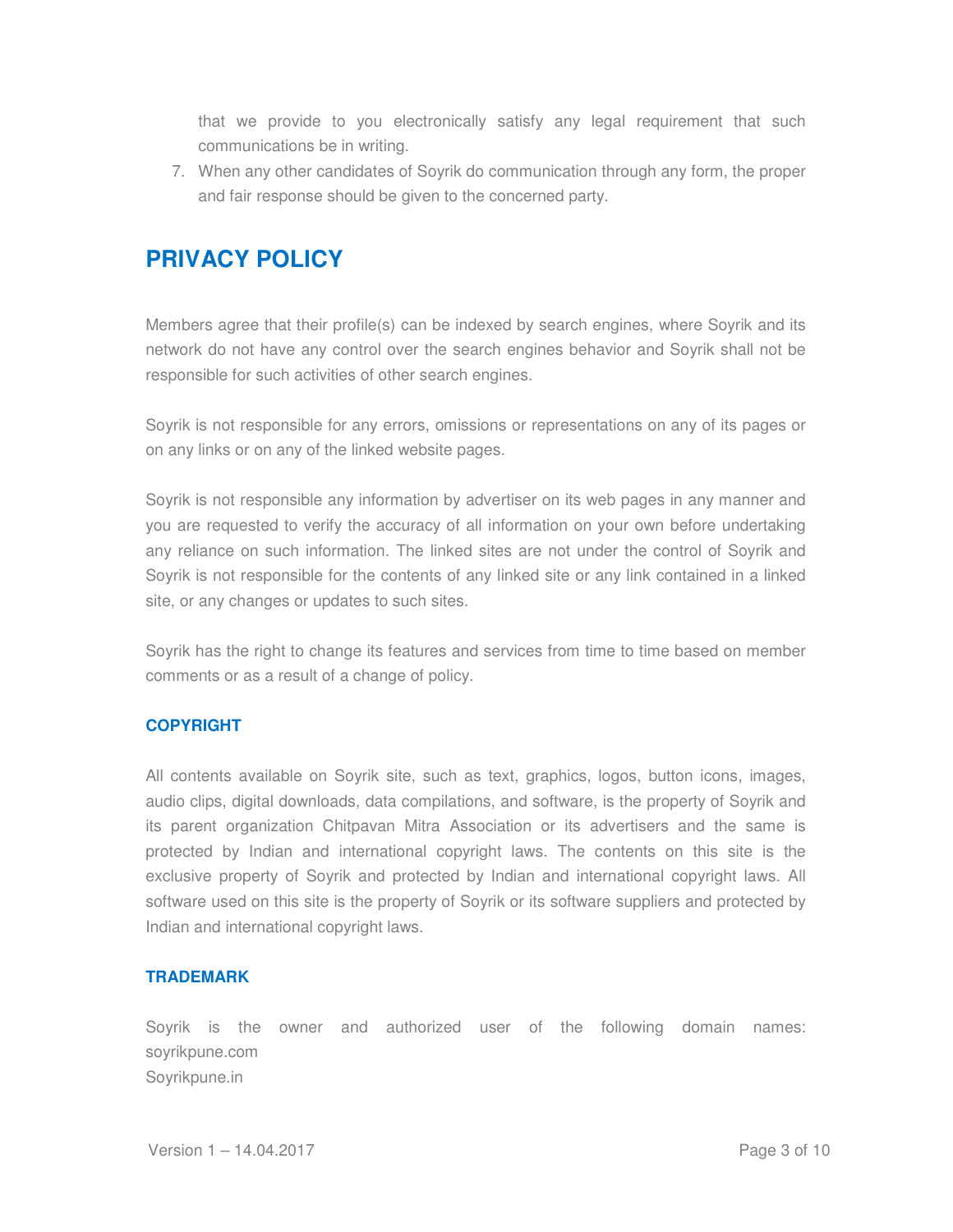that we provide to you electronically satisfy any legal requirement that such communications be in writing.

7. When any other candidates of Soyrik do communication through any form, the proper and fair response should be given to the concerned party.

## PRIVACY POLICY

Members agree that their profile(s) can be indexed by search engines, where Soyrik and its network do not have any control over the search engines behavior and Soyrik shall not be responsible for such activities of other search engines.

Soyrik is not responsible for any errors, omissions or representations on any of its pages or on any links or on any of the linked website pages.

Soyrik is not responsible any information by advertiser on its web pages in any manner and you are requested to verify the accuracy of all information on your own before undertaking any reliance on such information. The linked sites are not under the control of Soyrik and Soyrik is not responsible for the contents of any linked site or any link contained in a linked site, or any changes or updates to such sites.

Soyrik has the right to change its features and services from time to time based on member comments or as a result of a change of policy.

### COPYRIGHT

All contents available on Soyrik site, such as text, graphics, logos, button icons, images, audio clips, digital downloads, data compilations, and software, is the property of Soyrik and its parent organization Chitpavan Mitra Association or its advertisers and the same is protected by Indian and international copyright laws. The contents on this site is the exclusive property of Soyrik and protected by Indian and international copyright laws. All software used on this site is the property of Soyrik or its software suppliers and protected by Indian and international copyright laws.

### TRADEMARK

Soyrik is the owner and authorized user of the following domain names:
soyrikpune.com
Soyrikpune.in

Version 1 – 14.04.2017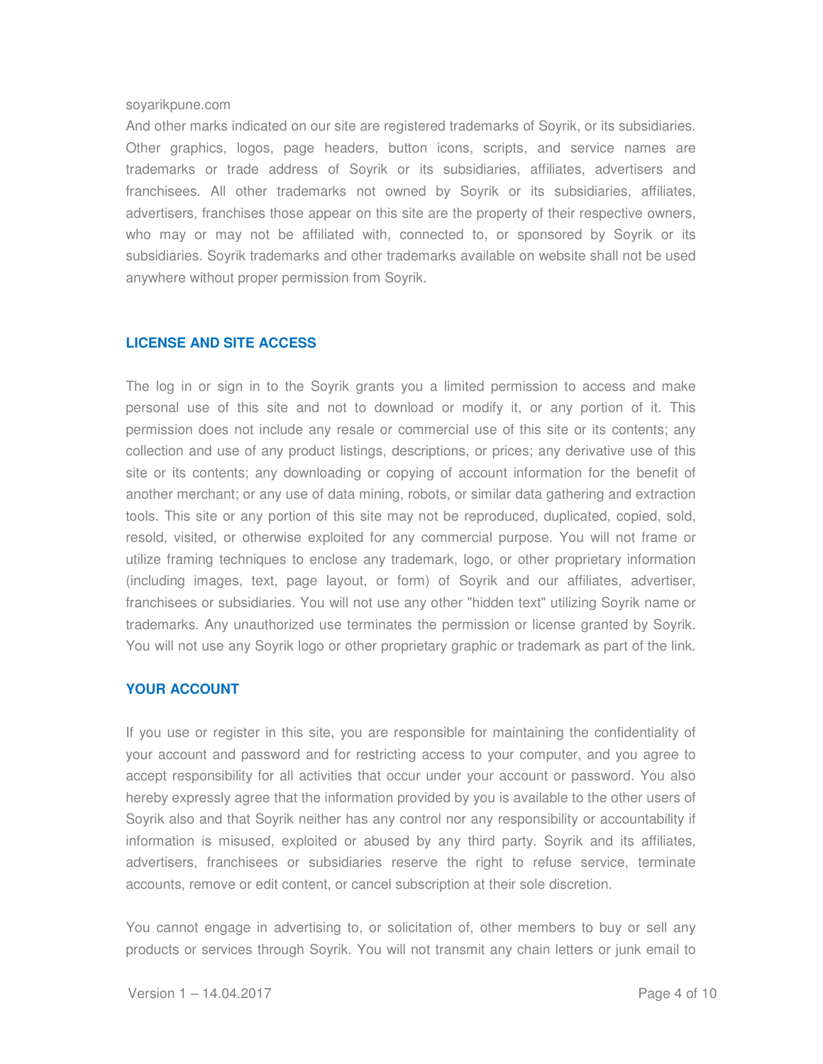soyarikpune.com

And other marks indicated on our site are registered trademarks of Soyrik, or its subsidiaries. Other graphics, logos, page headers, button icons, scripts, and service names are trademarks or trade address of Soyrik or its subsidiaries, affiliates, advertisers and franchisees. All other trademarks not owned by Soyrik or its subsidiaries, affiliates, advertisers, franchises those appear on this site are the property of their respective owners, who may or may not be affiliated with, connected to, or sponsored by Soyrik or its subsidiaries. Soyrik trademarks and other trademarks available on website shall not be used anywhere without proper permission from Soyrik.

## LICENSE AND SITE ACCESS

The log in or sign in to the Soyrik grants you a limited permission to access and make personal use of this site and not to download or modify it, or any portion of it. This permission does not include any resale or commercial use of this site or its contents; any collection and use of any product listings, descriptions, or prices; any derivative use of this site or its contents; any downloading or copying of account information for the benefit of another merchant; or any use of data mining, robots, or similar data gathering and extraction tools. This site or any portion of this site may not be reproduced, duplicated, copied, sold, resold, visited, or otherwise exploited for any commercial purpose. You will not frame or utilize framing techniques to enclose any trademark, logo, or other proprietary information (including images, text, page layout, or form) of Soyrik and our affiliates, advertiser, franchisees or subsidiaries. You will not use any other "hidden text" utilizing Soyrik name or trademarks. Any unauthorized use terminates the permission or license granted by Soyrik. You will not use any Soyrik logo or other proprietary graphic or trademark as part of the link.

## YOUR ACCOUNT

If you use or register in this site, you are responsible for maintaining the confidentiality of your account and password and for restricting access to your computer, and you agree to accept responsibility for all activities that occur under your account or password. You also hereby expressly agree that the information provided by you is available to the other users of Soyrik also and that Soyrik neither has any control nor any responsibility or accountability if information is misused, exploited or abused by any third party. Soyrik and its affiliates, advertisers, franchisees or subsidiaries reserve the right to refuse service, terminate accounts, remove or edit content, or cancel subscription at their sole discretion.

You cannot engage in advertising to, or solicitation of, other members to buy or sell any products or services through Soyrik. You will not transmit any chain letters or junk email to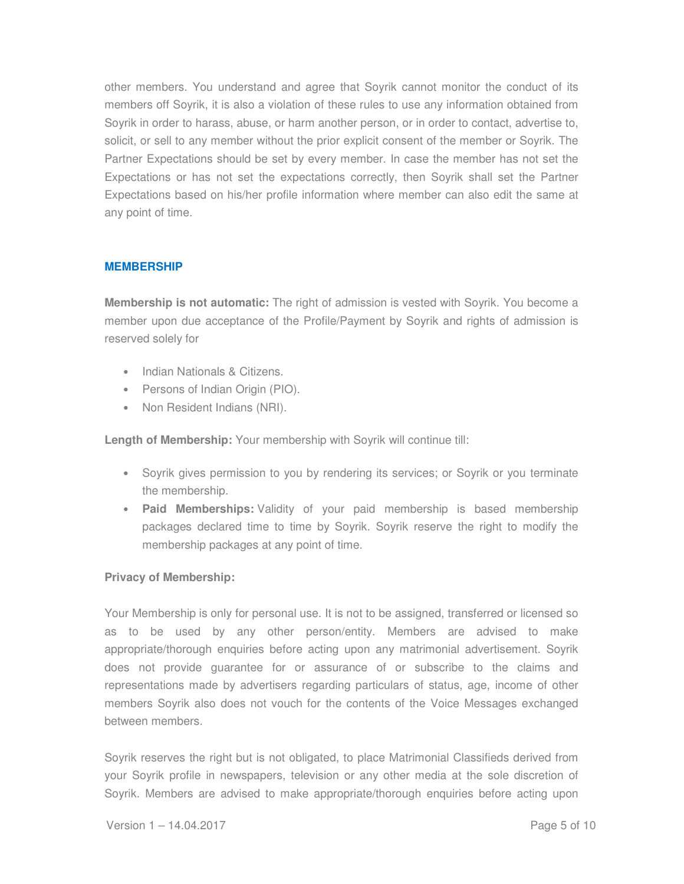other members. You understand and agree that Soyrik cannot monitor the conduct of its members off Soyrik, it is also a violation of these rules to use any information obtained from Soyrik in order to harass, abuse, or harm another person, or in order to contact, advertise to, solicit, or sell to any member without the prior explicit consent of the member or Soyrik. The Partner Expectations should be set by every member. In case the member has not set the Expectations or has not set the expectations correctly, then Soyrik shall set the Partner Expectations based on his/her profile information where member can also edit the same at any point of time.

## MEMBERSHIP

**Membership is not automatic:** The right of admission is vested with Soyrik. You become a member upon due acceptance of the Profile/Payment by Soyrik and rights of admission is reserved solely for

- Indian Nationals & Citizens.
- Persons of Indian Origin (PIO).
- Non Resident Indians (NRI).

**Length of Membership:** Your membership with Soyrik will continue till:

- Soyrik gives permission to you by rendering its services; or Soyrik or you terminate the membership.
- **Paid Memberships:** Validity of your paid membership is based membership packages declared time to time by Soyrik. Soyrik reserve the right to modify the membership packages at any point of time.

**Privacy of Membership:**

Your Membership is only for personal use. It is not to be assigned, transferred or licensed so as to be used by any other person/entity. Members are advised to make appropriate/thorough enquiries before acting upon any matrimonial advertisement. Soyrik does not provide guarantee for or assurance of or subscribe to the claims and representations made by advertisers regarding particulars of status, age, income of other members Soyrik also does not vouch for the contents of the Voice Messages exchanged between members.

Soyrik reserves the right but is not obligated, to place Matrimonial Classifieds derived from your Soyrik profile in newspapers, television or any other media at the sole discretion of Soyrik. Members are advised to make appropriate/thorough enquiries before acting upon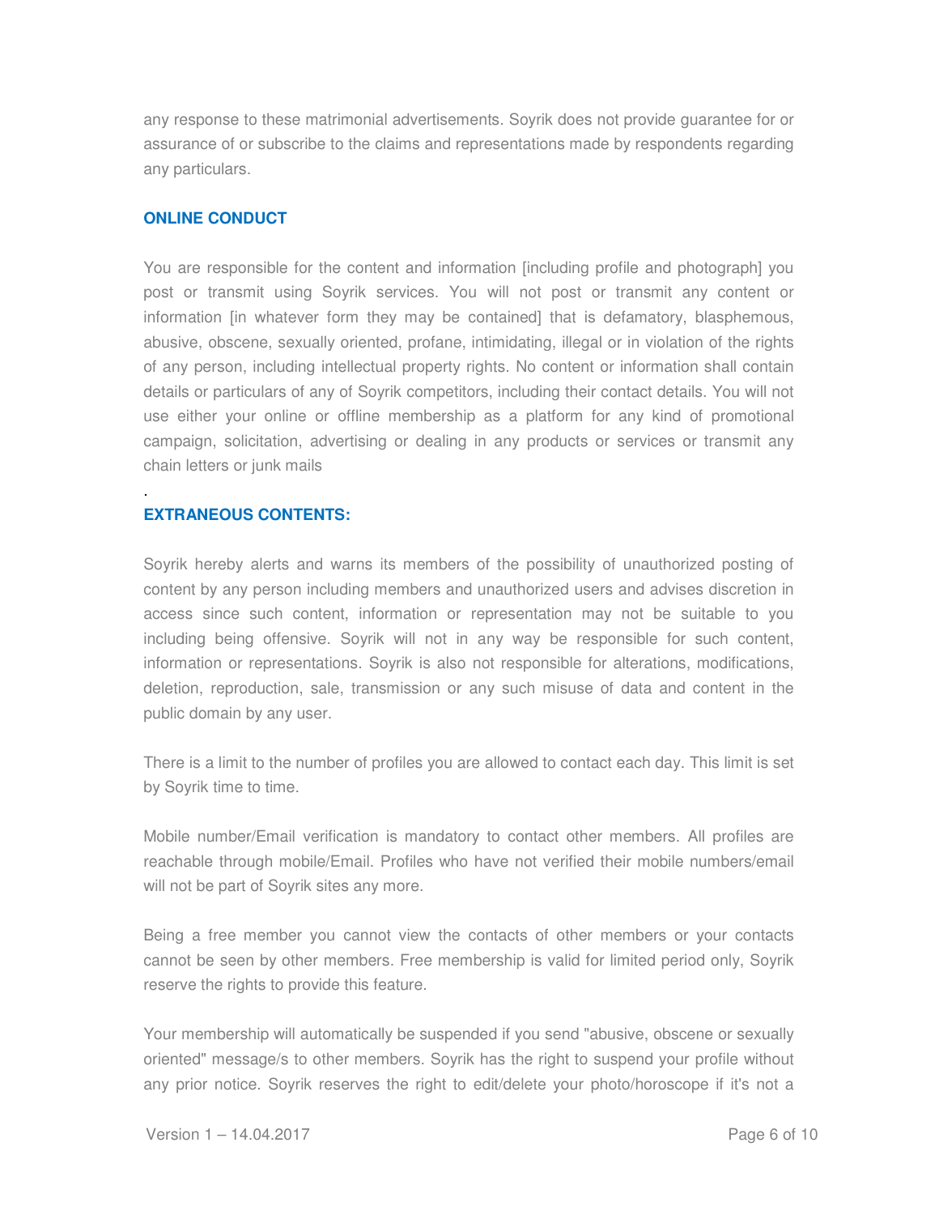any response to these matrimonial advertisements. Soyrik does not provide guarantee for or assurance of or subscribe to the claims and representations made by respondents regarding any particulars.

## ONLINE CONDUCT

You are responsible for the content and information [including profile and photograph] you post or transmit using Soyrik services. You will not post or transmit any content or information [in whatever form they may be contained] that is defamatory, blasphemous, abusive, obscene, sexually oriented, profane, intimidating, illegal or in violation of the rights of any person, including intellectual property rights. No content or information shall contain details or particulars of any of Soyrik competitors, including their contact details. You will not use either your online or offline membership as a platform for any kind of promotional campaign, solicitation, advertising or dealing in any products or services or transmit any chain letters or junk mails

.

## EXTRANEOUS CONTENTS:

Soyrik hereby alerts and warns its members of the possibility of unauthorized posting of content by any person including members and unauthorized users and advises discretion in access since such content, information or representation may not be suitable to you including being offensive. Soyrik will not in any way be responsible for such content, information or representations. Soyrik is also not responsible for alterations, modifications, deletion, reproduction, sale, transmission or any such misuse of data and content in the public domain by any user.

There is a limit to the number of profiles you are allowed to contact each day. This limit is set by Soyrik time to time.

Mobile number/Email verification is mandatory to contact other members. All profiles are reachable through mobile/Email. Profiles who have not verified their mobile numbers/email will not be part of Soyrik sites any more.

Being a free member you cannot view the contacts of other members or your contacts cannot be seen by other members. Free membership is valid for limited period only, Soyrik reserve the rights to provide this feature.

Your membership will automatically be suspended if you send "abusive, obscene or sexually oriented" message/s to other members. Soyrik has the right to suspend your profile without any prior notice. Soyrik reserves the right to edit/delete your photo/horoscope if it's not a

Version 1 – 14.04.2017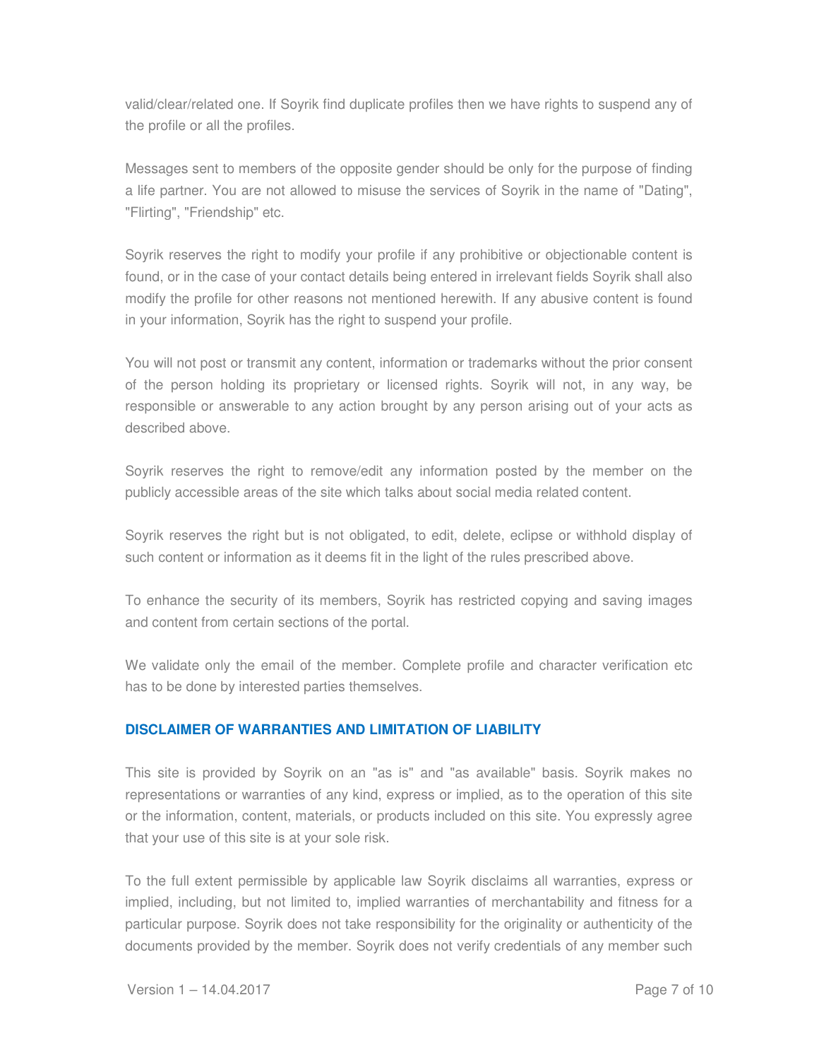valid/clear/related one. If Soyrik find duplicate profiles then we have rights to suspend any of the profile or all the profiles.

Messages sent to members of the opposite gender should be only for the purpose of finding a life partner. You are not allowed to misuse the services of Soyrik in the name of "Dating", "Flirting", "Friendship" etc.

Soyrik reserves the right to modify your profile if any prohibitive or objectionable content is found, or in the case of your contact details being entered in irrelevant fields Soyrik shall also modify the profile for other reasons not mentioned herewith. If any abusive content is found in your information, Soyrik has the right to suspend your profile.

You will not post or transmit any content, information or trademarks without the prior consent of the person holding its proprietary or licensed rights. Soyrik will not, in any way, be responsible or answerable to any action brought by any person arising out of your acts as described above.

Soyrik reserves the right to remove/edit any information posted by the member on the publicly accessible areas of the site which talks about social media related content.

Soyrik reserves the right but is not obligated, to edit, delete, eclipse or withhold display of such content or information as it deems fit in the light of the rules prescribed above.

To enhance the security of its members, Soyrik has restricted copying and saving images and content from certain sections of the portal.

We validate only the email of the member. Complete profile and character verification etc has to be done by interested parties themselves.

## DISCLAIMER OF WARRANTIES AND LIMITATION OF LIABILITY

This site is provided by Soyrik on an "as is" and "as available" basis. Soyrik makes no representations or warranties of any kind, express or implied, as to the operation of this site or the information, content, materials, or products included on this site. You expressly agree that your use of this site is at your sole risk.

To the full extent permissible by applicable law Soyrik disclaims all warranties, express or implied, including, but not limited to, implied warranties of merchantability and fitness for a particular purpose. Soyrik does not take responsibility for the originality or authenticity of the documents provided by the member. Soyrik does not verify credentials of any member such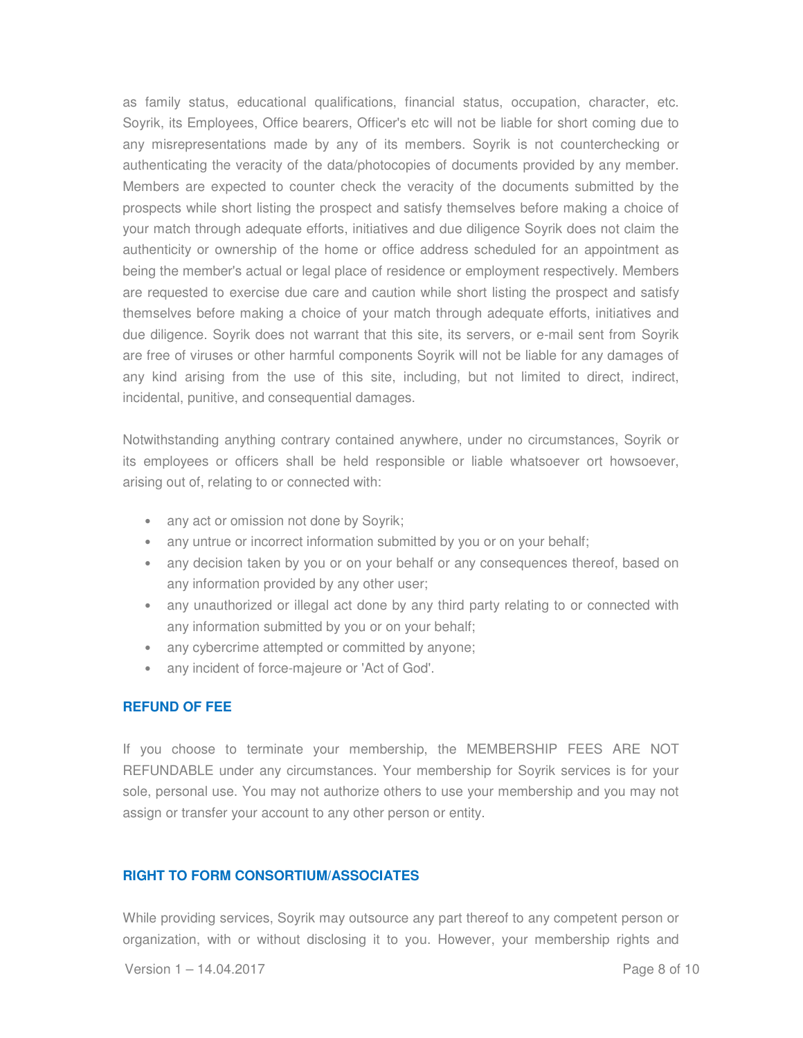as family status, educational qualifications, financial status, occupation, character, etc. Soyrik, its Employees, Office bearers, Officer's etc will not be liable for short coming due to any misrepresentations made by any of its members. Soyrik is not counterchecking or authenticating the veracity of the data/photocopies of documents provided by any member. Members are expected to counter check the veracity of the documents submitted by the prospects while short listing the prospect and satisfy themselves before making a choice of your match through adequate efforts, initiatives and due diligence Soyrik does not claim the authenticity or ownership of the home or office address scheduled for an appointment as being the member's actual or legal place of residence or employment respectively. Members are requested to exercise due care and caution while short listing the prospect and satisfy themselves before making a choice of your match through adequate efforts, initiatives and due diligence. Soyrik does not warrant that this site, its servers, or e-mail sent from Soyrik are free of viruses or other harmful components Soyrik will not be liable for any damages of any kind arising from the use of this site, including, but not limited to direct, indirect, incidental, punitive, and consequential damages.

Notwithstanding anything contrary contained anywhere, under no circumstances, Soyrik or its employees or officers shall be held responsible or liable whatsoever ort howsoever, arising out of, relating to or connected with:

- any act or omission not done by Soyrik;
- any untrue or incorrect information submitted by you or on your behalf;
- any decision taken by you or on your behalf or any consequences thereof, based on any information provided by any other user;
- any unauthorized or illegal act done by any third party relating to or connected with any information submitted by you or on your behalf;
- any cybercrime attempted or committed by anyone;
- any incident of force-majeure or 'Act of God'.

### REFUND OF FEE

If you choose to terminate your membership, the MEMBERSHIP FEES ARE NOT REFUNDABLE under any circumstances. Your membership for Soyrik services is for your sole, personal use. You may not authorize others to use your membership and you may not assign or transfer your account to any other person or entity.

### RIGHT TO FORM CONSORTIUM/ASSOCIATES

While providing services, Soyrik may outsource any part thereof to any competent person or organization, with or without disclosing it to you. However, your membership rights and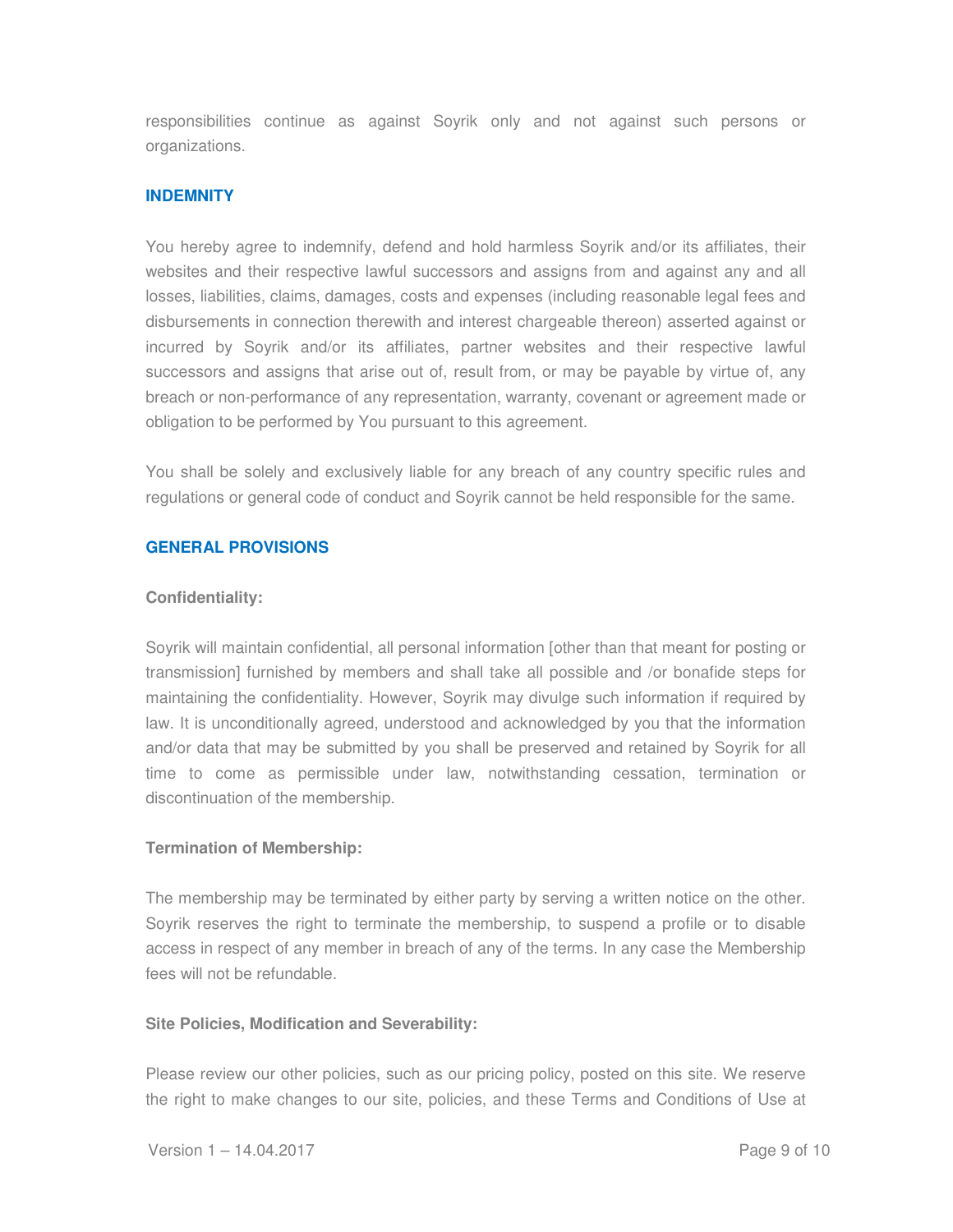responsibilities continue as against Soyrik only and not against such persons or organizations.

## INDEMNITY

You hereby agree to indemnify, defend and hold harmless Soyrik and/or its affiliates, their websites and their respective lawful successors and assigns from and against any and all losses, liabilities, claims, damages, costs and expenses (including reasonable legal fees and disbursements in connection therewith and interest chargeable thereon) asserted against or incurred by Soyrik and/or its affiliates, partner websites and their respective lawful successors and assigns that arise out of, result from, or may be payable by virtue of, any breach or non-performance of any representation, warranty, covenant or agreement made or obligation to be performed by You pursuant to this agreement.

You shall be solely and exclusively liable for any breach of any country specific rules and regulations or general code of conduct and Soyrik cannot be held responsible for the same.

## GENERAL PROVISIONS

**Confidentiality:**

Soyrik will maintain confidential, all personal information [other than that meant for posting or transmission] furnished by members and shall take all possible and /or bonafide steps for maintaining the confidentiality. However, Soyrik may divulge such information if required by law. It is unconditionally agreed, understood and acknowledged by you that the information and/or data that may be submitted by you shall be preserved and retained by Soyrik for all time to come as permissible under law, notwithstanding cessation, termination or discontinuation of the membership.

**Termination of Membership:**

The membership may be terminated by either party by serving a written notice on the other. Soyrik reserves the right to terminate the membership, to suspend a profile or to disable access in respect of any member in breach of any of the terms. In any case the Membership fees will not be refundable.

**Site Policies, Modification and Severability:**

Please review our other policies, such as our pricing policy, posted on this site. We reserve the right to make changes to our site, policies, and these Terms and Conditions of Use at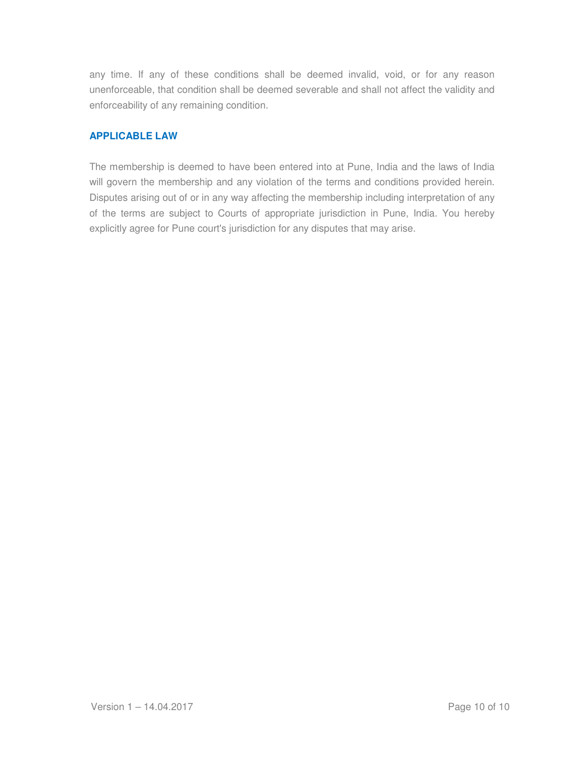any time. If any of these conditions shall be deemed invalid, void, or for any reason unenforceable, that condition shall be deemed severable and shall not affect the validity and enforceability of any remaining condition.

## APPLICABLE LAW

The membership is deemed to have been entered into at Pune, India and the laws of India will govern the membership and any violation of the terms and conditions provided herein. Disputes arising out of or in any way affecting the membership including interpretation of any of the terms are subject to Courts of appropriate jurisdiction in Pune, India. You hereby explicitly agree for Pune court's jurisdiction for any disputes that may arise.